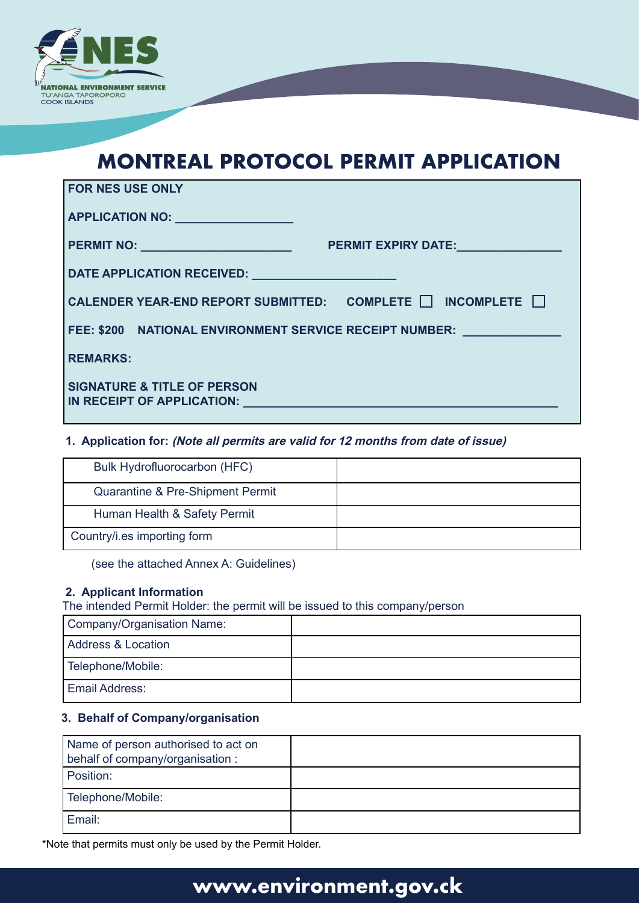NATIONAL ENVIRONMENT SERVICE
TU'ANGA TAPOROPORO
COOK ISLANDS

# MONTREAL PROTOCOL PERMIT APPLICATION

**FOR NES USE ONLY**

**APPLICATION NO:** ________________

**PERMIT NO:** ______________________ **PERMIT EXPIRY DATE:**_______________

**DATE APPLICATION RECEIVED:** _____________________

**CALENDER YEAR-END REPORT SUBMITTED: COMPLETE** ☐ **INCOMPLETE** ☐

**FEE: $200 NATIONAL ENVIRONMENT SERVICE RECEIPT NUMBER:** ______________

**REMARKS:**

**SIGNATURE & TITLE OF PERSON IN RECEIPT OF APPLICATION:** _______________________________________________

**1. Application for:** ***(Note all permits are valid for 12 months from date of issue)***

| | |
|---|---|
| Bulk Hydrofluorocarbon (HFC) | |
| Quarantine & Pre-Shipment Permit | |
| Human Health & Safety Permit | |
| Country/i.es importing form | |

(see the attached Annex A: Guidelines)

**2. Applicant Information**

The intended Permit Holder: the permit will be issued to this company/person

| | |
|---|---|
| Company/Organisation Name: | |
| Address & Location | |
| Telephone/Mobile: | |
| Email Address: | |

**3. Behalf of Company/organisation**

| | |
|---|---|
| Name of person authorised to act on behalf of company/organisation : | |
| Position: | |
| Telephone/Mobile: | |
| Email: | |

*Note that permits must only be used by the Permit Holder.

www.environment.gov.ck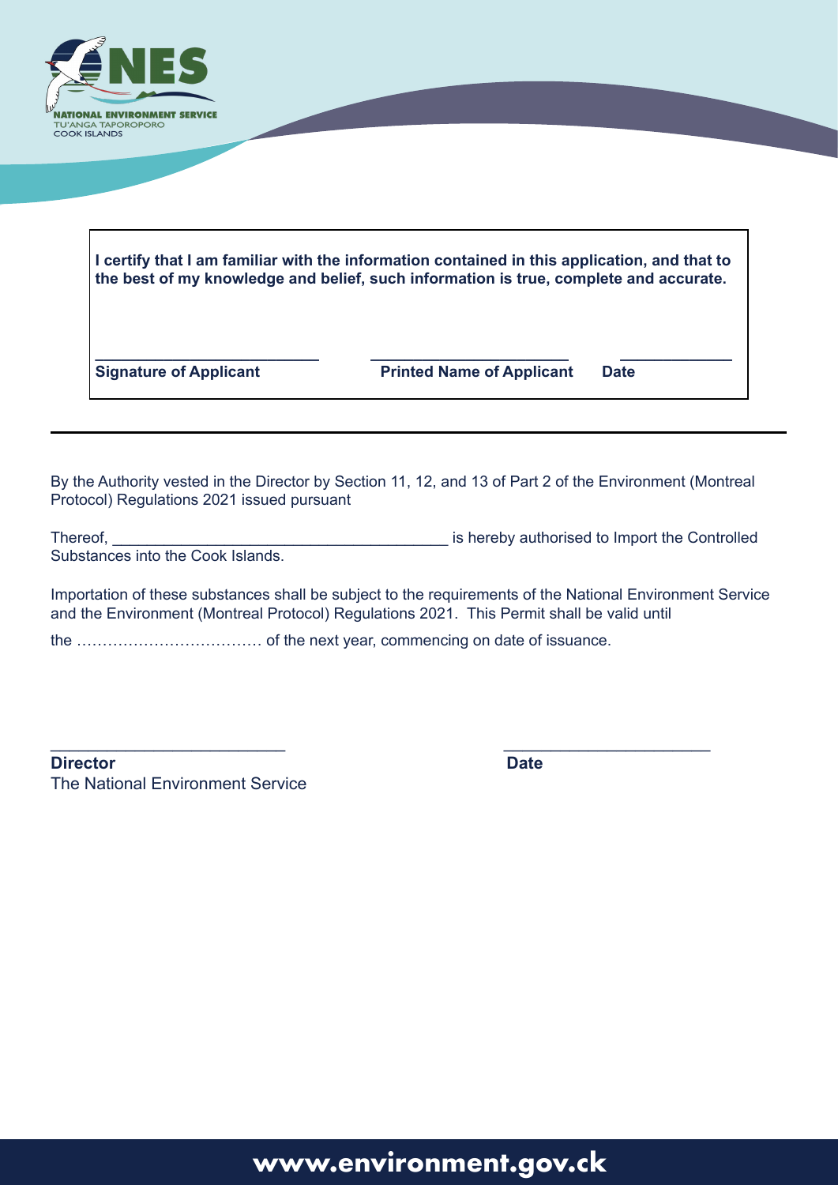**I certify that I am familiar with the information contained in this application, and that to the best of my knowledge and belief, such information is true, complete and accurate.**

| ___________________________ | ________________________ | _____________ |
|---|---|---|
| **Signature of Applicant** | **Printed Name of Applicant** | **Date** |

---

By the Authority vested in the Director by Section 11, 12, and 13 of Part 2 of the Environment (Montreal Protocol) Regulations 2021 issued pursuant

Thereof, ________________________________________ is hereby authorised to Import the Controlled Substances into the Cook Islands.

Importation of these substances shall be subject to the requirements of the National Environment Service and the Environment (Montreal Protocol) Regulations 2021. This Permit shall be valid until

the ……………………………… of the next year, commencing on date of issuance.

____________________________ ________________________

**Director** **Date**

The National Environment Service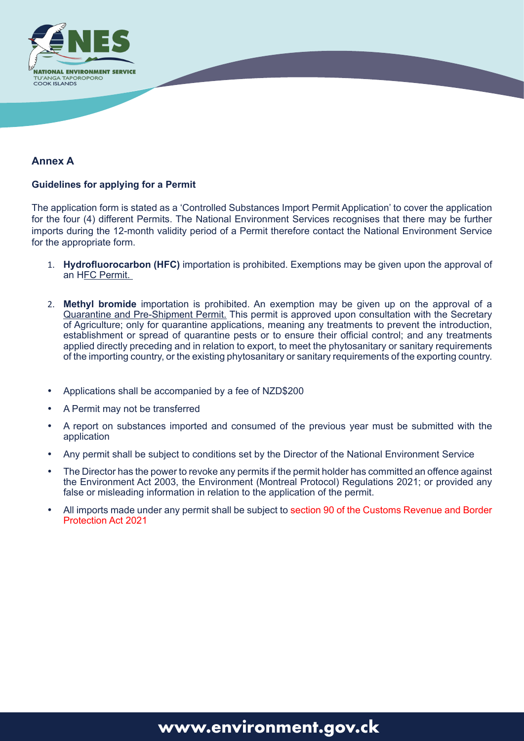## Annex A

### Guidelines for applying for a Permit

The application form is stated as a 'Controlled Substances Import Permit Application' to cover the application for the four (4) different Permits. The National Environment Services recognises that there may be further imports during the 12-month validity period of a Permit therefore contact the National Environment Service for the appropriate form.

1. **Hydrofluorocarbon (HFC)** importation is prohibited. Exemptions may be given upon the approval of an HFC Permit.
2. **Methyl bromide** importation is prohibited. An exemption may be given up on the approval of a Quarantine and Pre-Shipment Permit. This permit is approved upon consultation with the Secretary of Agriculture; only for quarantine applications, meaning any treatments to prevent the introduction, establishment or spread of quarantine pests or to ensure their official control; and any treatments applied directly preceding and in relation to export, to meet the phytosanitary or sanitary requirements of the importing country, or the existing phytosanitary or sanitary requirements of the exporting country.

- Applications shall be accompanied by a fee of NZD$200
- A Permit may not be transferred
- A report on substances imported and consumed of the previous year must be submitted with the application
- Any permit shall be subject to conditions set by the Director of the National Environment Service
- The Director has the power to revoke any permits if the permit holder has committed an offence against the Environment Act 2003, the Environment (Montreal Protocol) Regulations 2021; or provided any false or misleading information in relation to the application of the permit.
- All imports made under any permit shall be subject to section 90 of the Customs Revenue and Border Protection Act 2021